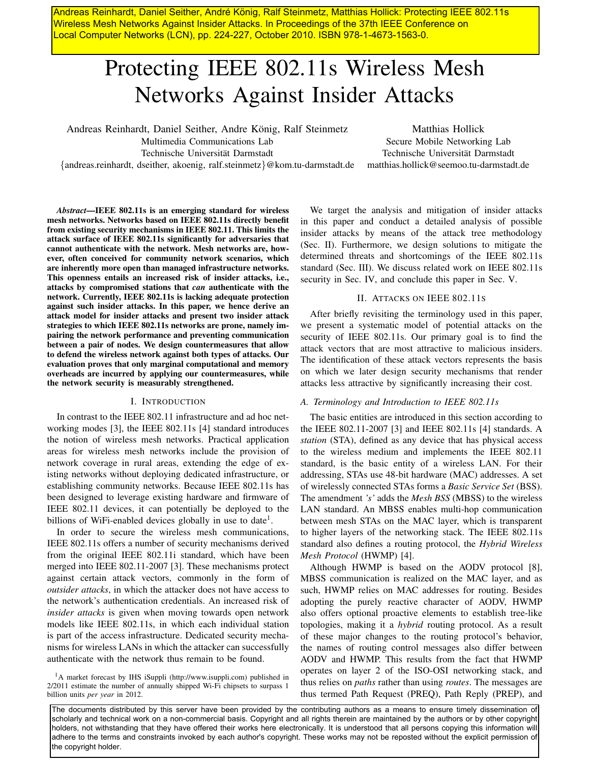Andreas Reinhardt, Daniel Seither, André König, Ralf Steinmetz, Matthias Hollick: Protecting IEEE 802.11s Wireless Mesh Networks Against Insider Attacks. In Proceedings of the 37th IEEE Conference on Local Computer Networks (LCN), pp. 224-227, October 2010. ISBN 978-1-4673-1563-0.

# Protecting IEEE 802.11s Wireless Mesh Networks Against Insider Attacks

Andreas Reinhardt, Daniel Seither, Andre König, Ralf Steinmetz
Multimedia Communications Lab
Technische Universität Darmstadt
{andreas.reinhardt, dseither, akoenig, ralf.steinmetz}@kom.tu-darmstadt.de

Matthias Hollick
Secure Mobile Networking Lab
Technische Universität Darmstadt
matthias.hollick@seemoo.tu-darmstadt.de

***Abstract*—IEEE 802.11s is an emerging standard for wireless mesh networks. Networks based on IEEE 802.11s directly benefit from existing security mechanisms in IEEE 802.11. This limits the attack surface of IEEE 802.11s significantly for adversaries that cannot authenticate with the network. Mesh networks are, however, often conceived for community network scenarios, which are inherently more open than managed infrastructure networks. This openness entails an increased risk of insider attacks, i.e., attacks by compromised stations that *can* authenticate with the network. Currently, IEEE 802.11s is lacking adequate protection against such insider attacks. In this paper, we hence derive an attack model for insider attacks and present two insider attack strategies to which IEEE 802.11s networks are prone, namely impairing the network performance and preventing communication between a pair of nodes. We design countermeasures that allow to defend the wireless network against both types of attacks. Our evaluation proves that only marginal computational and memory overheads are incurred by applying our countermeasures, while the network security is measurably strengthened.**

## I. Introduction

In contrast to the IEEE 802.11 infrastructure and ad hoc networking modes [3], the IEEE 802.11s [4] standard introduces the notion of wireless mesh networks. Practical application areas for wireless mesh networks include the provision of network coverage in rural areas, extending the edge of existing networks without deploying dedicated infrastructure, or establishing community networks. Because IEEE 802.11s has been designed to leverage existing hardware and firmware of IEEE 802.11 devices, it can potentially be deployed to the billions of WiFi-enabled devices globally in use to date[1].

In order to secure the wireless mesh communications, IEEE 802.11s offers a number of security mechanisms derived from the original IEEE 802.11i standard, which have been merged into IEEE 802.11-2007 [3]. These mechanisms protect against certain attack vectors, commonly in the form of *outsider attacks*, in which the attacker does not have access to the network's authentication credentials. An increased risk of *insider attacks* is given when moving towards open network models like IEEE 802.11s, in which each individual station is part of the access infrastructure. Dedicated security mechanisms for wireless LANs in which the attacker can successfully authenticate with the network thus remain to be found.

[1] A market forecast by IHS iSuppli (http://www.isuppli.com) published in 2/2011 estimate the number of annually shipped Wi-Fi chipsets to surpass 1 billion units *per year* in 2012.

We target the analysis and mitigation of insider attacks in this paper and conduct a detailed analysis of possible insider attacks by means of the attack tree methodology (Sec. II). Furthermore, we design solutions to mitigate the determined threats and shortcomings of the IEEE 802.11s standard (Sec. III). We discuss related work on IEEE 802.11s security in Sec. IV, and conclude this paper in Sec. V.

## II. Attacks on IEEE 802.11s

After briefly revisiting the terminology used in this paper, we present a systematic model of potential attacks on the security of IEEE 802.11s. Our primary goal is to find the attack vectors that are most attractive to malicious insiders. The identification of these attack vectors represents the basis on which we later design security mechanisms that render attacks less attractive by significantly increasing their cost.

### A. Terminology and Introduction to IEEE 802.11s

The basic entities are introduced in this section according to the IEEE 802.11-2007 [3] and IEEE 802.11s [4] standards. A *station* (STA), defined as any device that has physical access to the wireless medium and implements the IEEE 802.11 standard, is the basic entity of a wireless LAN. For their addressing, STAs use 48-bit hardware (MAC) addresses. A set of wirelessly connected STAs forms a *Basic Service Set* (BSS). The amendment *'s'* adds the *Mesh BSS* (MBSS) to the wireless LAN standard. An MBSS enables multi-hop communication between mesh STAs on the MAC layer, which is transparent to higher layers of the networking stack. The IEEE 802.11s standard also defines a routing protocol, the *Hybrid Wireless Mesh Protocol* (HWMP) [4].

Although HWMP is based on the AODV protocol [8], MBSS communication is realized on the MAC layer, and as such, HWMP relies on MAC addresses for routing. Besides adopting the purely reactive character of AODV, HWMP also offers optional proactive elements to establish tree-like topologies, making it a *hybrid* routing protocol. As a result of these major changes to the routing protocol's behavior, the names of routing control messages also differ between AODV and HWMP. This results from the fact that HWMP operates on layer 2 of the ISO-OSI networking stack, and thus relies on *paths* rather than using *routes*. The messages are thus termed Path Request (PREQ), Path Reply (PREP), and

The documents distributed by this server have been provided by the contributing authors as a means to ensure timely dissemination of scholarly and technical work on a non-commercial basis. Copyright and all rights therein are maintained by the authors or by other copyright holders, not withstanding that they have offered their works here electronically. It is understood that all persons copying this information will adhere to the terms and constraints invoked by each author's copyright. These works may not be reposted without the explicit permission of the copyright holder.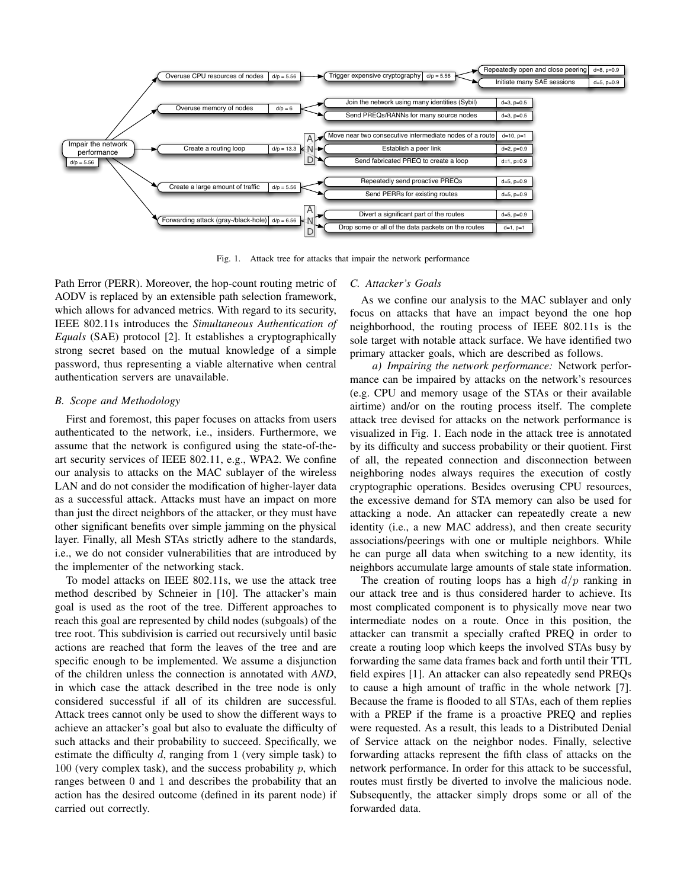Fig. 1. Attack tree for attacks that impair the network performance

Path Error (PERR). Moreover, the hop-count routing metric of AODV is replaced by an extensible path selection framework, which allows for advanced metrics. With regard to its security, IEEE 802.11s introduces the *Simultaneous Authentication of Equals* (SAE) protocol [2]. It establishes a cryptographically strong secret based on the mutual knowledge of a simple password, thus representing a viable alternative when central authentication servers are unavailable.

### B. Scope and Methodology

First and foremost, this paper focuses on attacks from users authenticated to the network, i.e., insiders. Furthermore, we assume that the network is configured using the state-of-the-art security services of IEEE 802.11, e.g., WPA2. We confine our analysis to attacks on the MAC sublayer of the wireless LAN and do not consider the modification of higher-layer data as a successful attack. Attacks must have an impact on more than just the direct neighbors of the attacker, or they must have other significant benefits over simple jamming on the physical layer. Finally, all Mesh STAs strictly adhere to the standards, i.e., we do not consider vulnerabilities that are introduced by the implementer of the networking stack.

To model attacks on IEEE 802.11s, we use the attack tree method described by Schneier in [10]. The attacker's main goal is used as the root of the tree. Different approaches to reach this goal are represented by child nodes (subgoals) of the tree root. This subdivision is carried out recursively until basic actions are reached that form the leaves of the tree and are specific enough to be implemented. We assume a disjunction of the children unless the connection is annotated with *AND*, in which case the attack described in the tree node is only considered successful if all of its children are successful. Attack trees cannot only be used to show the different ways to achieve an attacker's goal but also to evaluate the difficulty of such attacks and their probability to succeed. Specifically, we estimate the difficulty $d$, ranging from $1$ (very simple task) to $100$ (very complex task), and the success probability $p$, which ranges between $0$ and $1$ and describes the probability that an action has the desired outcome (defined in its parent node) if carried out correctly.

### C. Attacker's Goals

As we confine our analysis to the MAC sublayer and only focus on attacks that have an impact beyond the one hop neighborhood, the routing process of IEEE 802.11s is the sole target with notable attack surface. We have identified two primary attacker goals, which are described as follows.

*a) Impairing the network performance:* Network performance can be impaired by attacks on the network's resources (e.g. CPU and memory usage of the STAs or their available airtime) and/or on the routing process itself. The complete attack tree devised for attacks on the network performance is visualized in Fig. 1. Each node in the attack tree is annotated by its difficulty and success probability or their quotient. First of all, the repeated connection and disconnection between neighboring nodes always requires the execution of costly cryptographic operations. Besides overusing CPU resources, the excessive demand for STA memory can also be used for attacking a node. An attacker can repeatedly create a new identity (i.e., a new MAC address), and then create security associations/peerings with one or multiple neighbors. While he can purge all data when switching to a new identity, its neighbors accumulate large amounts of stale state information.

The creation of routing loops has a high $d/p$ ranking in our attack tree and is thus considered harder to achieve. Its most complicated component is to physically move near two intermediate nodes on a route. Once in this position, the attacker can transmit a specially crafted PREQ in order to create a routing loop which keeps the involved STAs busy by forwarding the same data frames back and forth until their TTL field expires [1]. An attacker can also repeatedly send PREQs to cause a high amount of traffic in the whole network [7]. Because the frame is flooded to all STAs, each of them replies with a PREP if the frame is a proactive PREQ and replies were requested. As a result, this leads to a Distributed Denial of Service attack on the neighbor nodes. Finally, selective forwarding attacks represent the fifth class of attacks on the network performance. In order for this attack to be successful, routes must firstly be diverted to involve the malicious node. Subsequently, the attacker simply drops some or all of the forwarded data.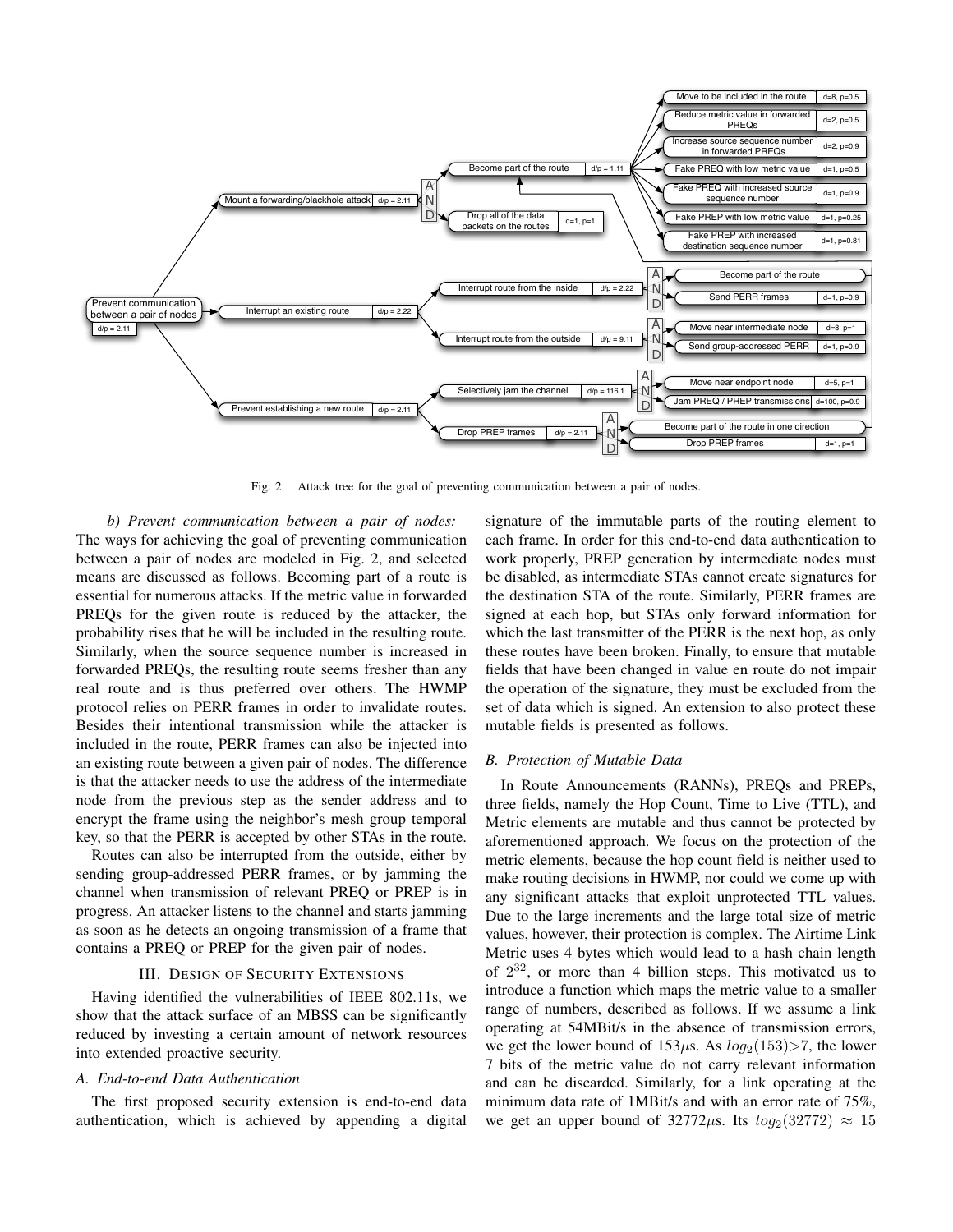Prevent communication between a pair of nodes
d/p = 2.11

Mount a forwarding/blackhole attack
d/p = 2.11

AND

Become part of the route
d/p = 1.11

Move to be included in the route
d=8, p=0.5

Reduce metric value in forwarded PREQs
d=2, p=0.5

Increase source sequence number in forwarded PREQs
d=2, p=0.9

Fake PREQ with low metric value
d=1, p=0.5

Fake PREQ with increased source sequence number
d=1, p=0.9

Fake PREP with low metric value
d=1, p=0.25

Fake PREP with increased destination sequence number
d=1, p=0.81

Drop all of the data packets on the routes
d=1, p=1

Interrupt an existing route
d/p = 2.22

Interrupt route from the inside
d/p = 2.22

AND

Become part of the route

Send PERR frames
d=1, p=0.9

Interrupt route from the outside
d/p = 9.11

AND

Move near intermediate node
d=8, p=1

Send group-addressed PERR
d=1, p=0.9

Prevent establishing a new route
d/p = 2.11

Selectively jam the channel
d/p = 116.1

AND

Move near endpoint node
d=5, p=1

Jam PREQ / PREP transmissions
d=100, p=0.9

Drop PREP frames
d/p = 2.11

AND

Become part of the route in one direction

Drop PREP frames
d=1, p=1

Fig. 2. Attack tree for the goal of preventing communication between a pair of nodes.

*b) Prevent communication between a pair of nodes:* The ways for achieving the goal of preventing communication between a pair of nodes are modeled in Fig. 2, and selected means are discussed as follows. Becoming part of a route is essential for numerous attacks. If the metric value in forwarded PREQs for the given route is reduced by the attacker, the probability rises that he will be included in the resulting route. Similarly, when the source sequence number is increased in forwarded PREQs, the resulting route seems fresher than any real route and is thus preferred over others. The HWMP protocol relies on PERR frames in order to invalidate routes. Besides their intentional transmission while the attacker is included in the route, PERR frames can also be injected into an existing route between a given pair of nodes. The difference is that the attacker needs to use the address of the intermediate node from the previous step as the sender address and to encrypt the frame using the neighbor's mesh group temporal key, so that the PERR is accepted by other STAs in the route.

Routes can also be interrupted from the outside, either by sending group-addressed PERR frames, or by jamming the channel when transmission of relevant PREQ or PREP is in progress. An attacker listens to the channel and starts jamming as soon as he detects an ongoing transmission of a frame that contains a PREQ or PREP for the given pair of nodes.

## III. Design of Security Extensions

Having identified the vulnerabilities of IEEE 802.11s, we show that the attack surface of an MBSS can be significantly reduced by investing a certain amount of network resources into extended proactive security.

### A. End-to-end Data Authentication

The first proposed security extension is end-to-end data authentication, which is achieved by appending a digital signature of the immutable parts of the routing element to each frame. In order for this end-to-end data authentication to work properly, PREP generation by intermediate nodes must be disabled, as intermediate STAs cannot create signatures for the destination STA of the route. Similarly, PERR frames are signed at each hop, but STAs only forward information for which the last transmitter of the PERR is the next hop, as only these routes have been broken. Finally, to ensure that mutable fields that have been changed in value en route do not impair the operation of the signature, they must be excluded from the set of data which is signed. An extension to also protect these mutable fields is presented as follows.

### B. Protection of Mutable Data

In Route Announcements (RANNs), PREQs and PREPs, three fields, namely the Hop Count, Time to Live (TTL), and Metric elements are mutable and thus cannot be protected by aforementioned approach. We focus on the protection of the metric elements, because the hop count field is neither used to make routing decisions in HWMP, nor could we come up with any significant attacks that exploit unprotected TTL values. Due to the large increments and the large total size of metric values, however, their protection is complex. The Airtime Link Metric uses 4 bytes which would lead to a hash chain length of $2^{32}$, or more than 4 billion steps. This motivated us to introduce a function which maps the metric value to a smaller range of numbers, described as follows. If we assume a link operating at 54MBit/s in the absence of transmission errors, we get the lower bound of 153$\mu$s. As $log_2(153) > 7$, the lower 7 bits of the metric value do not carry relevant information and can be discarded. Similarly, for a link operating at the minimum data rate of 1MBit/s and with an error rate of 75%, we get an upper bound of 32772$\mu$s. Its $log_2(32772) \approx 15$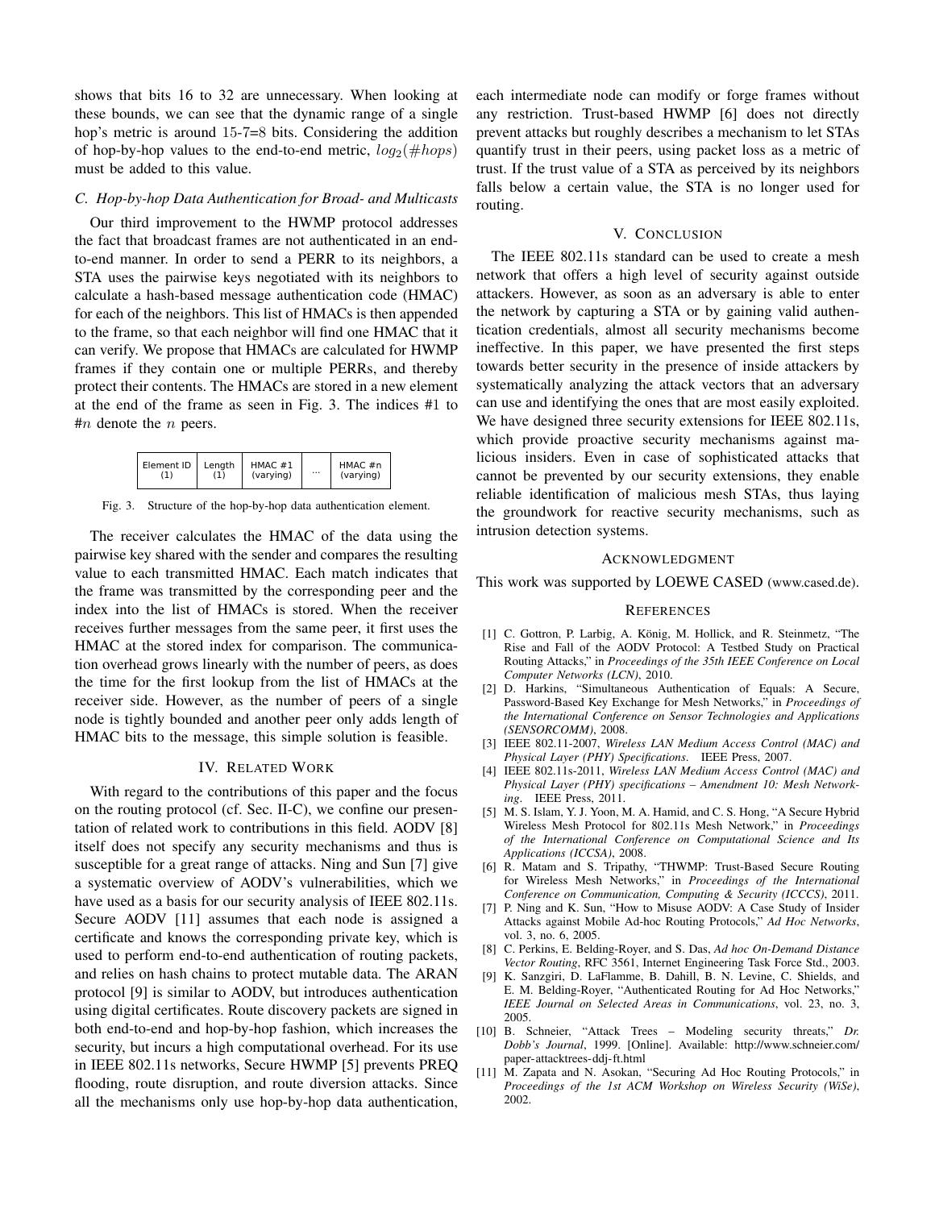shows that bits 16 to 32 are unnecessary. When looking at these bounds, we can see that the dynamic range of a single hop's metric is around 15-7=8 bits. Considering the addition of hop-by-hop values to the end-to-end metric, $log_2(\#hops)$ must be added to this value.

### C. Hop-by-hop Data Authentication for Broad- and Multicasts

Our third improvement to the HWMP protocol addresses the fact that broadcast frames are not authenticated in an end-to-end manner. In order to send a PERR to its neighbors, a STA uses the pairwise keys negotiated with its neighbors to calculate a hash-based message authentication code (HMAC) for each of the neighbors. This list of HMACs is then appended to the frame, so that each neighbor will find one HMAC that it can verify. We propose that HMACs are calculated for HWMP frames if they contain one or multiple PERRs, and thereby protect their contents. The HMACs are stored in a new element at the end of the frame as seen in Fig. 3. The indices #1 to #$n$ denote the $n$ peers.

| Element ID (1) | Length (1) | HMAC #1 (varying) | ... | HMAC #n (varying) |
|---|---|---|---|---|

Fig. 3. Structure of the hop-by-hop data authentication element.

The receiver calculates the HMAC of the data using the pairwise key shared with the sender and compares the resulting value to each transmitted HMAC. Each match indicates that the frame was transmitted by the corresponding peer and the index into the list of HMACs is stored. When the receiver receives further messages from the same peer, it first uses the HMAC at the stored index for comparison. The communication overhead grows linearly with the number of peers, as does the time for the first lookup from the list of HMACs at the receiver side. However, as the number of peers of a single node is tightly bounded and another peer only adds length of HMAC bits to the message, this simple solution is feasible.

## IV. Related Work

With regard to the contributions of this paper and the focus on the routing protocol (cf. Sec. II-C), we confine our presentation of related work to contributions in this field. AODV [8] itself does not specify any security mechanisms and thus is susceptible for a great range of attacks. Ning and Sun [7] give a systematic overview of AODV's vulnerabilities, which we have used as a basis for our security analysis of IEEE 802.11s. Secure AODV [11] assumes that each node is assigned a certificate and knows the corresponding private key, which is used to perform end-to-end authentication of routing packets, and relies on hash chains to protect mutable data. The ARAN protocol [9] is similar to AODV, but introduces authentication using digital certificates. Route discovery packets are signed in both end-to-end and hop-by-hop fashion, which increases the security, but incurs a high computational overhead. For its use in IEEE 802.11s networks, Secure HWMP [5] prevents PREQ flooding, route disruption, and route diversion attacks. Since all the mechanisms only use hop-by-hop data authentication, each intermediate node can modify or forge frames without any restriction. Trust-based HWMP [6] does not directly prevent attacks but roughly describes a mechanism to let STAs quantify trust in their peers, using packet loss as a metric of trust. If the trust value of a STA as perceived by its neighbors falls below a certain value, the STA is no longer used for routing.

## V. Conclusion

The IEEE 802.11s standard can be used to create a mesh network that offers a high level of security against outside attackers. However, as soon as an adversary is able to enter the network by capturing a STA or by gaining valid authentication credentials, almost all security mechanisms become ineffective. In this paper, we have presented the first steps towards better security in the presence of inside attackers by systematically analyzing the attack vectors that an adversary can use and identifying the ones that are most easily exploited. We have designed three security extensions for IEEE 802.11s, which provide proactive security mechanisms against malicious insiders. Even in case of sophisticated attacks that cannot be prevented by our security extensions, they enable reliable identification of malicious mesh STAs, thus laying the groundwork for reactive security mechanisms, such as intrusion detection systems.

## Acknowledgment

This work was supported by LOEWE CASED (www.cased.de).

## References

[1] C. Gottron, P. Larbig, A. König, M. Hollick, and R. Steinmetz, "The Rise and Fall of the AODV Protocol: A Testbed Study on Practical Routing Attacks," in *Proceedings of the 35th IEEE Conference on Local Computer Networks (LCN)*, 2010.

[2] D. Harkins, "Simultaneous Authentication of Equals: A Secure, Password-Based Key Exchange for Mesh Networks," in *Proceedings of the International Conference on Sensor Technologies and Applications (SENSORCOMM)*, 2008.

[3] IEEE 802.11-2007, *Wireless LAN Medium Access Control (MAC) and Physical Layer (PHY) Specifications*. IEEE Press, 2007.

[4] IEEE 802.11s-2011, *Wireless LAN Medium Access Control (MAC) and Physical Layer (PHY) specifications – Amendment 10: Mesh Networking*. IEEE Press, 2011.

[5] M. S. Islam, Y. J. Yoon, M. A. Hamid, and C. S. Hong, "A Secure Hybrid Wireless Mesh Protocol for 802.11s Mesh Network," in *Proceedings of the International Conference on Computational Science and Its Applications (ICCSA)*, 2008.

[6] R. Matam and S. Tripathy, "THWMP: Trust-Based Secure Routing for Wireless Mesh Networks," in *Proceedings of the International Conference on Communication, Computing & Security (ICCCS)*, 2011.

[7] P. Ning and K. Sun, "How to Misuse AODV: A Case Study of Insider Attacks against Mobile Ad-hoc Routing Protocols," *Ad Hoc Networks*, vol. 3, no. 6, 2005.

[8] C. Perkins, E. Belding-Royer, and S. Das, *Ad hoc On-Demand Distance Vector Routing*, RFC 3561, Internet Engineering Task Force Std., 2003.

[9] K. Sanzgiri, D. LaFlamme, B. Dahill, B. N. Levine, C. Shields, and E. M. Belding-Royer, "Authenticated Routing for Ad Hoc Networks," *IEEE Journal on Selected Areas in Communications*, vol. 23, no. 3, 2005.

[10] B. Schneier, "Attack Trees – Modeling security threats," *Dr. Dobb's Journal*, 1999. [Online]. Available: http://www.schneier.com/paper-attacktrees-ddj-ft.html

[11] M. Zapata and N. Asokan, "Securing Ad Hoc Routing Protocols," in *Proceedings of the 1st ACM Workshop on Wireless Security (WiSe)*, 2002.